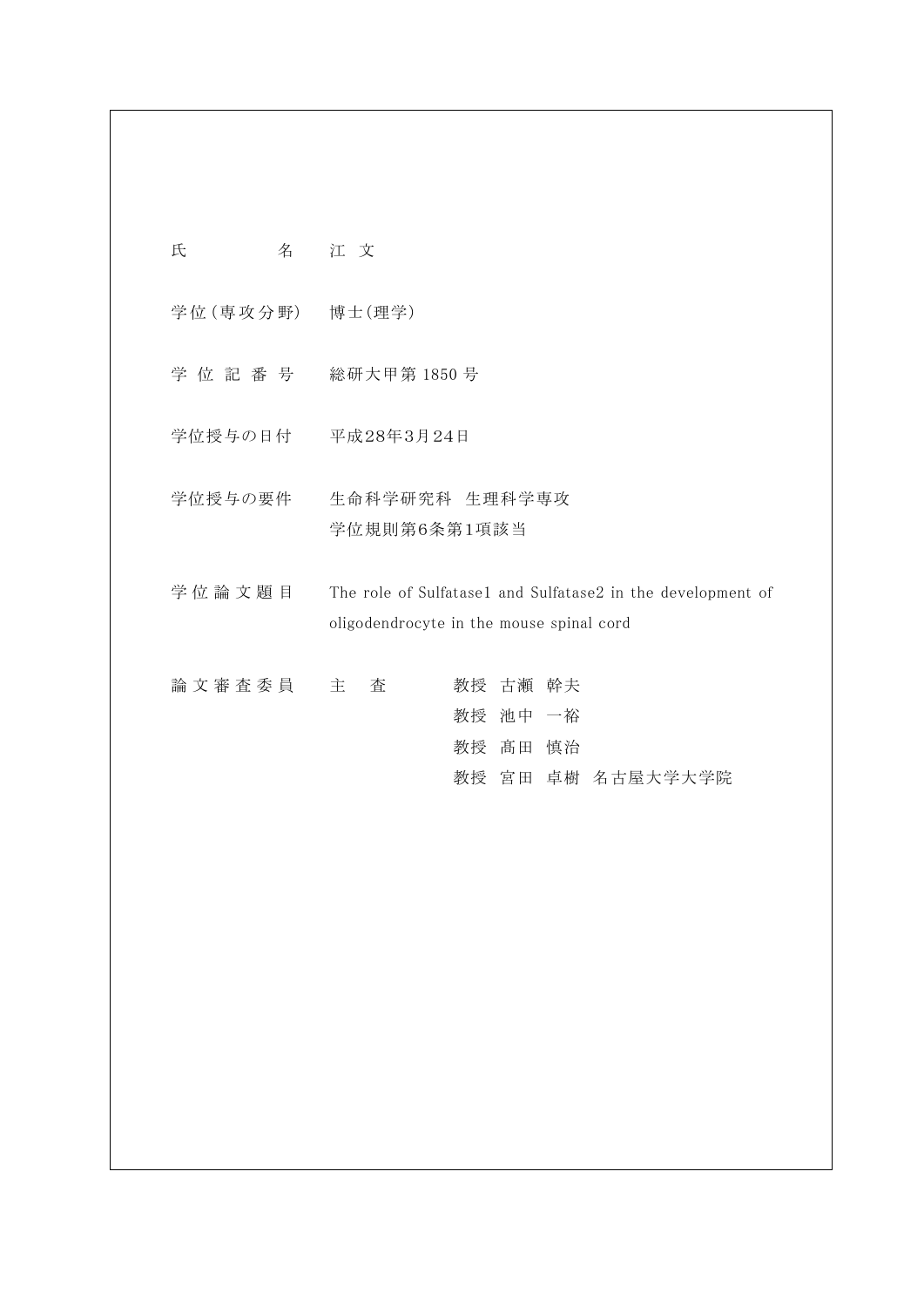| | |
|---|---|
| 氏　　　　　名 | 江 文 |
| 学位（専攻分野） | 博士(理学) |
| 学 位 記 番 号 | 総研大甲第 1850 号 |
| 学位授与の日付 | 平成28年3月24日 |
| 学位授与の要件 | 生命科学研究科　生理科学専攻<br>学位規則第6条第1項該当 |
| 学 位 論 文 題 目 | The role of Sulfatase1 and Sulfatase2 in the development of oligodendrocyte in the mouse spinal cord |
| 論 文 審 査 委 員 | 主　査　　教授　古瀬　幹夫<br>教授　池中　一裕<br>教授　髙田　慎治<br>教授　宮田　卓樹　名古屋大学大学院 |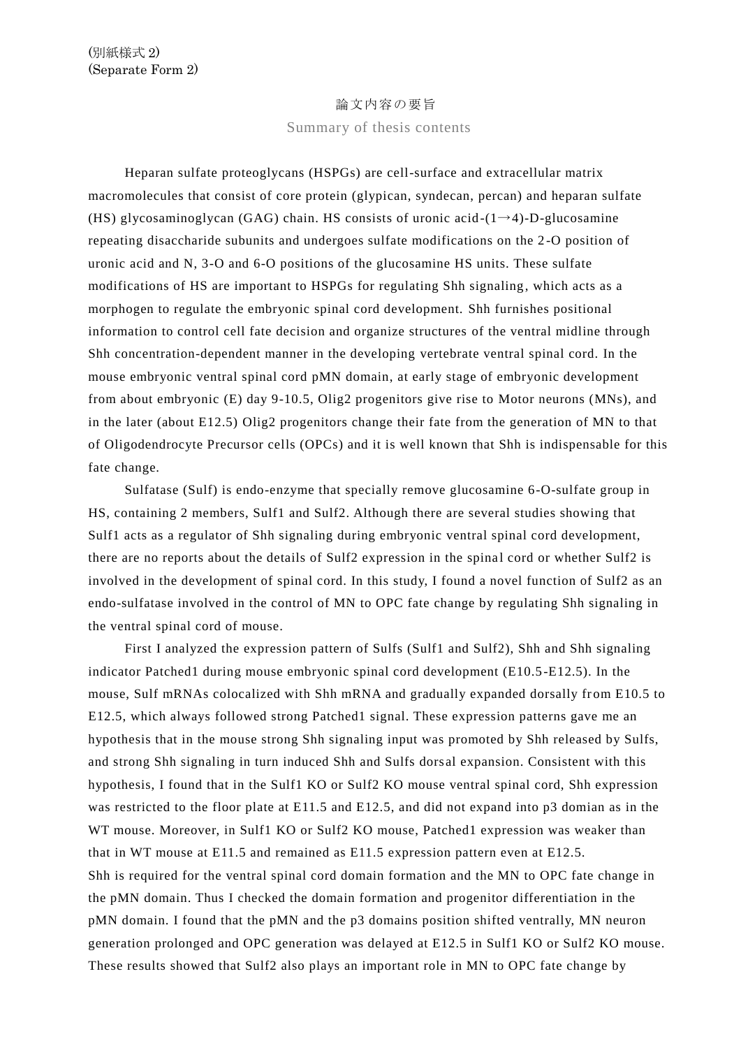(別紙様式 2)
(Separate Form 2)

# 論文内容の要旨

## Summary of thesis contents

Heparan sulfate proteoglycans (HSPGs) are cell-surface and extracellular matrix macromolecules that consist of core protein (glypican, syndecan, percan) and heparan sulfate (HS) glycosaminoglycan (GAG) chain. HS consists of uronic acid-(1→4)-D-glucosamine repeating disaccharide subunits and undergoes sulfate modifications on the 2-O position of uronic acid and N, 3-O and 6-O positions of the glucosamine HS units. These sulfate modifications of HS are important to HSPGs for regulating Shh signaling, which acts as a morphogen to regulate the embryonic spinal cord development. Shh furnishes positional information to control cell fate decision and organize structures of the ventral midline through Shh concentration-dependent manner in the developing vertebrate ventral spinal cord. In the mouse embryonic ventral spinal cord pMN domain, at early stage of embryonic development from about embryonic (E) day 9-10.5, Olig2 progenitors give rise to Motor neurons (MNs), and in the later (about E12.5) Olig2 progenitors change their fate from the generation of MN to that of Oligodendrocyte Precursor cells (OPCs) and it is well known that Shh is indispensable for this fate change.

Sulfatase (Sulf) is endo-enzyme that specially remove glucosamine 6-O-sulfate group in HS, containing 2 members, Sulf1 and Sulf2. Although there are several studies showing that Sulf1 acts as a regulator of Shh signaling during embryonic ventral spinal cord development, there are no reports about the details of Sulf2 expression in the spinal cord or whether Sulf2 is involved in the development of spinal cord. In this study, I found a novel function of Sulf2 as an endo-sulfatase involved in the control of MN to OPC fate change by regulating Shh signaling in the ventral spinal cord of mouse.

First I analyzed the expression pattern of Sulfs (Sulf1 and Sulf2), Shh and Shh signaling indicator Patched1 during mouse embryonic spinal cord development (E10.5-E12.5). In the mouse, Sulf mRNAs colocalized with Shh mRNA and gradually expanded dorsally from E10.5 to E12.5, which always followed strong Patched1 signal. These expression patterns gave me an hypothesis that in the mouse strong Shh signaling input was promoted by Shh released by Sulfs, and strong Shh signaling in turn induced Shh and Sulfs dorsal expansion. Consistent with this hypothesis, I found that in the Sulf1 KO or Sulf2 KO mouse ventral spinal cord, Shh expression was restricted to the floor plate at E11.5 and E12.5, and did not expand into p3 domian as in the WT mouse. Moreover, in Sulf1 KO or Sulf2 KO mouse, Patched1 expression was weaker than that in WT mouse at E11.5 and remained as E11.5 expression pattern even at E12.5.
Shh is required for the ventral spinal cord domain formation and the MN to OPC fate change in the pMN domain. Thus I checked the domain formation and progenitor differentiation in the pMN domain. I found that the pMN and the p3 domains position shifted ventrally, MN neuron generation prolonged and OPC generation was delayed at E12.5 in Sulf1 KO or Sulf2 KO mouse. These results showed that Sulf2 also plays an important role in MN to OPC fate change by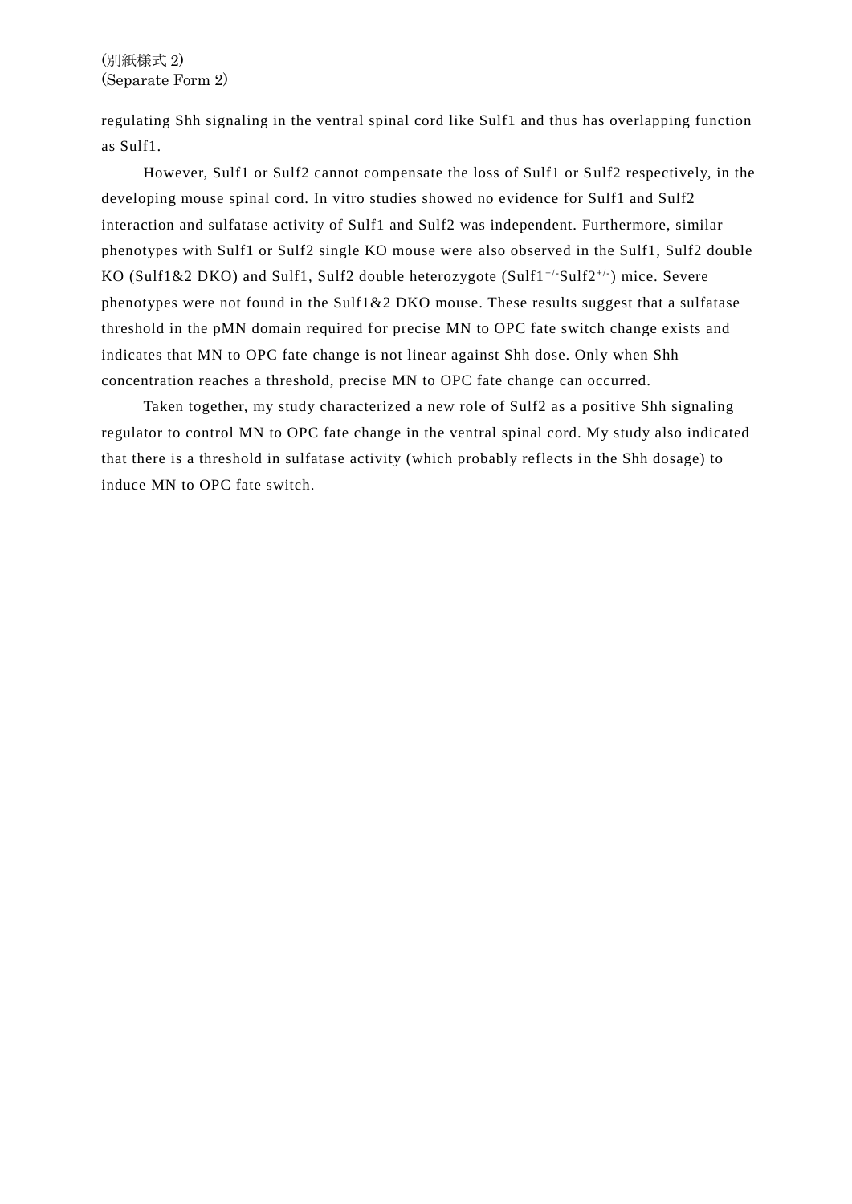regulating Shh signaling in the ventral spinal cord like Sulf1 and thus has overlapping function as Sulf1.

However, Sulf1 or Sulf2 cannot compensate the loss of Sulf1 or Sulf2 respectively, in the developing mouse spinal cord. In vitro studies showed no evidence for Sulf1 and Sulf2 interaction and sulfatase activity of Sulf1 and Sulf2 was independent. Furthermore, similar phenotypes with Sulf1 or Sulf2 single KO mouse were also observed in the Sulf1, Sulf2 double KO (Sulf1&2 DKO) and Sulf1, Sulf2 double heterozygote (Sulf1$^{+/-}$Sulf2$^{+/-}$) mice. Severe phenotypes were not found in the Sulf1&2 DKO mouse. These results suggest that a sulfatase threshold in the pMN domain required for precise MN to OPC fate switch change exists and indicates that MN to OPC fate change is not linear against Shh dose. Only when Shh concentration reaches a threshold, precise MN to OPC fate change can occurred.

Taken together, my study characterized a new role of Sulf2 as a positive Shh signaling regulator to control MN to OPC fate change in the ventral spinal cord. My study also indicated that there is a threshold in sulfatase activity (which probably reflects in the Shh dosage) to induce MN to OPC fate switch.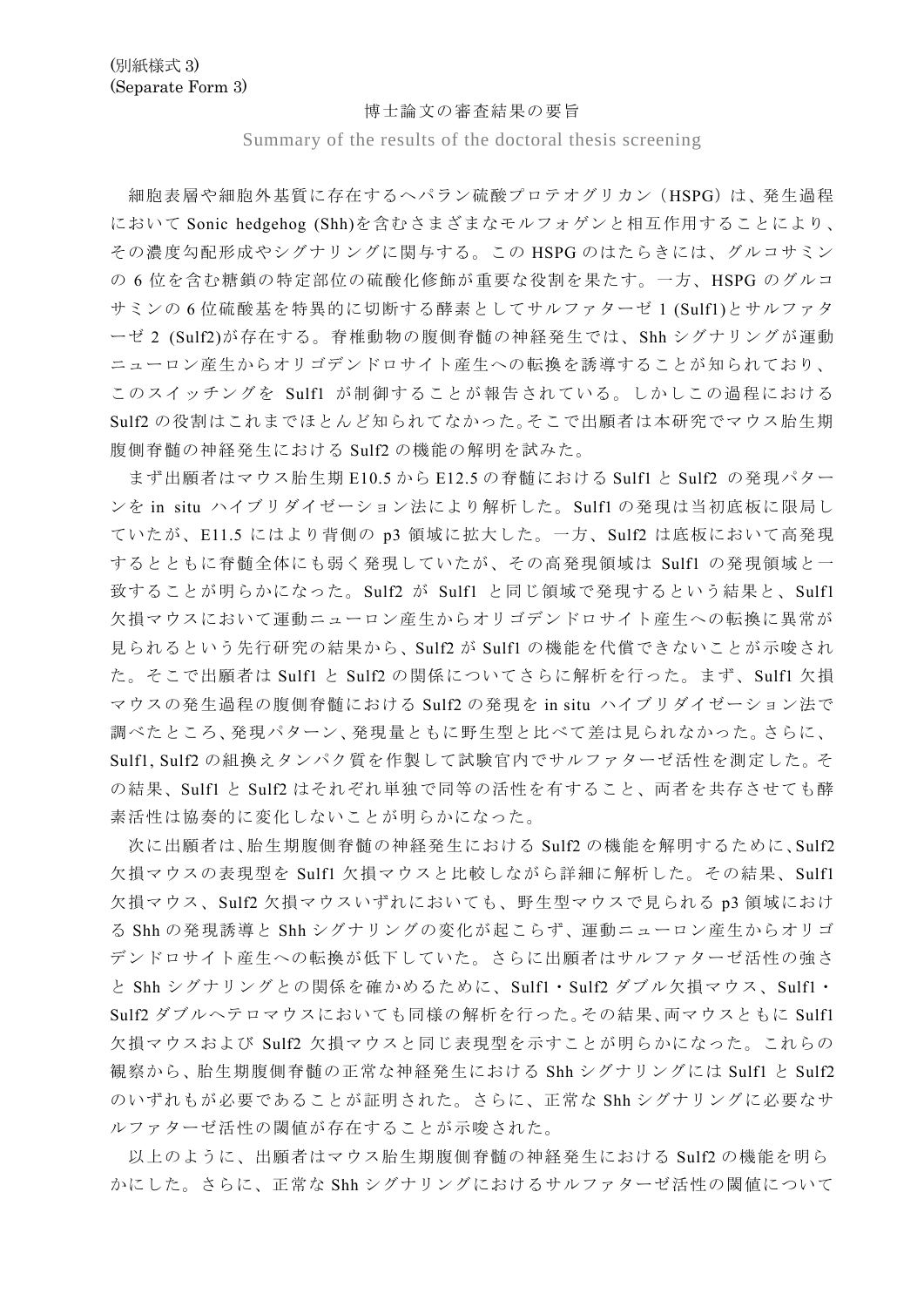(別紙様式 3)
(Separate Form 3)

博士論文の審査結果の要旨

Summary of the results of the doctoral thesis screening

細胞表層や細胞外基質に存在するヘパラン硫酸プロテオグリカン（HSPG）は、発生過程において Sonic hedgehog (Shh)を含むさまざまなモルフォゲンと相互作用することにより、その濃度勾配形成やシグナリングに関与する。この HSPG のはたらきには、グルコサミンの 6 位を含む糖鎖の特定部位の硫酸化修飾が重要な役割を果たす。一方、HSPG のグルコサミンの 6 位硫酸基を特異的に切断する酵素としてサルファターゼ 1 (Sulf1)とサルファターゼ 2 (Sulf2)が存在する。脊椎動物の腹側脊髄の神経発生では、Shh シグナリングが運動ニューロン産生からオリゴデンドロサイト産生への転換を誘導することが知られており、このスイッチングを Sulf1 が制御することが報告されている。しかしこの過程における Sulf2 の役割はこれまでほとんど知られてなかった。そこで出願者は本研究でマウス胎生期腹側脊髄の神経発生における Sulf2 の機能の解明を試みた。

まず出願者はマウス胎生期 E10.5 から E12.5 の脊髄における Sulf1 と Sulf2 の発現パターンを in situ ハイブリダイゼーション法により解析した。Sulf1 の発現は当初底板に限局していたが、E11.5 にはより背側の p3 領域に拡大した。一方、Sulf2 は底板において高発現するとともに脊髄全体にも弱く発現していたが、その高発現領域は Sulf1 の発現領域と一致することが明らかになった。Sulf2 が Sulf1 と同じ領域で発現するという結果と、Sulf1 欠損マウスにおいて運動ニューロン産生からオリゴデンドロサイト産生への転換に異常が見られるという先行研究の結果から、Sulf2 が Sulf1 の機能を代償できないことが示唆された。そこで出願者は Sulf1 と Sulf2 の関係についてさらに解析を行った。まず、Sulf1 欠損マウスの発生過程の腹側脊髄における Sulf2 の発現を in situ ハイブリダイゼーション法で調べたところ、発現パターン、発現量ともに野生型と比べて差は見られなかった。さらに、Sulf1, Sulf2 の組換えタンパク質を作製して試験官内でサルファターゼ活性を測定した。その結果、Sulf1 と Sulf2 はそれぞれ単独で同等の活性を有すること、両者を共存させても酵素活性は協奏的に変化しないことが明らかになった。

次に出願者は、胎生期腹側脊髄の神経発生における Sulf2 の機能を解明するために、Sulf2 欠損マウスの表現型を Sulf1 欠損マウスと比較しながら詳細に解析した。その結果、Sulf1 欠損マウス、Sulf2 欠損マウスいずれにおいても、野生型マウスで見られる p3 領域における Shh の発現誘導と Shh シグナリングの変化が起こらず、運動ニューロン産生からオリゴデンドロサイト産生への転換が低下していた。さらに出願者はサルファターゼ活性の強さと Shh シグナリングとの関係を確かめるために、Sulf1・Sulf2 ダブル欠損マウス、Sulf1・Sulf2 ダブルヘテロマウスにおいても同様の解析を行った。その結果、両マウスともに Sulf1 欠損マウスおよび Sulf2 欠損マウスと同じ表現型を示すことが明らかになった。これらの観察から、胎生期腹側脊髄の正常な神経発生における Shh シグナリングには Sulf1 と Sulf2 のいずれもが必要であることが証明された。さらに、正常な Shh シグナリングに必要なサルファターゼ活性の閾値が存在することが示唆された。

以上のように、出願者はマウス胎生期腹側脊髄の神経発生における Sulf2 の機能を明らかにした。さらに、正常な Shh シグナリングにおけるサルファターゼ活性の閾値について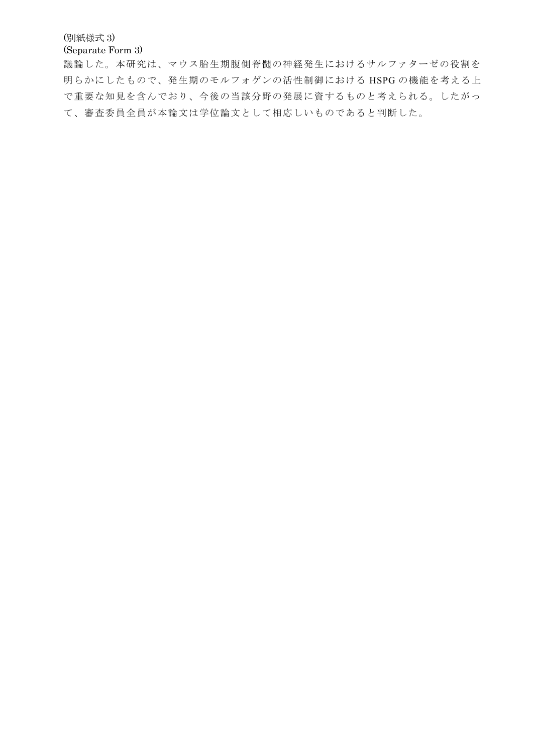(別紙様式 3)
(Separate Form 3)

議論した。本研究は、マウス胎生期腹側脊髄の神経発生におけるサルファターゼの役割を明らかにしたもので、発生期のモルフォゲンの活性制御における HSPG の機能を考える上で重要な知見を含んでおり、今後の当該分野の発展に資するものと考えられる。したがって、審査委員全員が本論文は学位論文として相応しいものであると判断した。